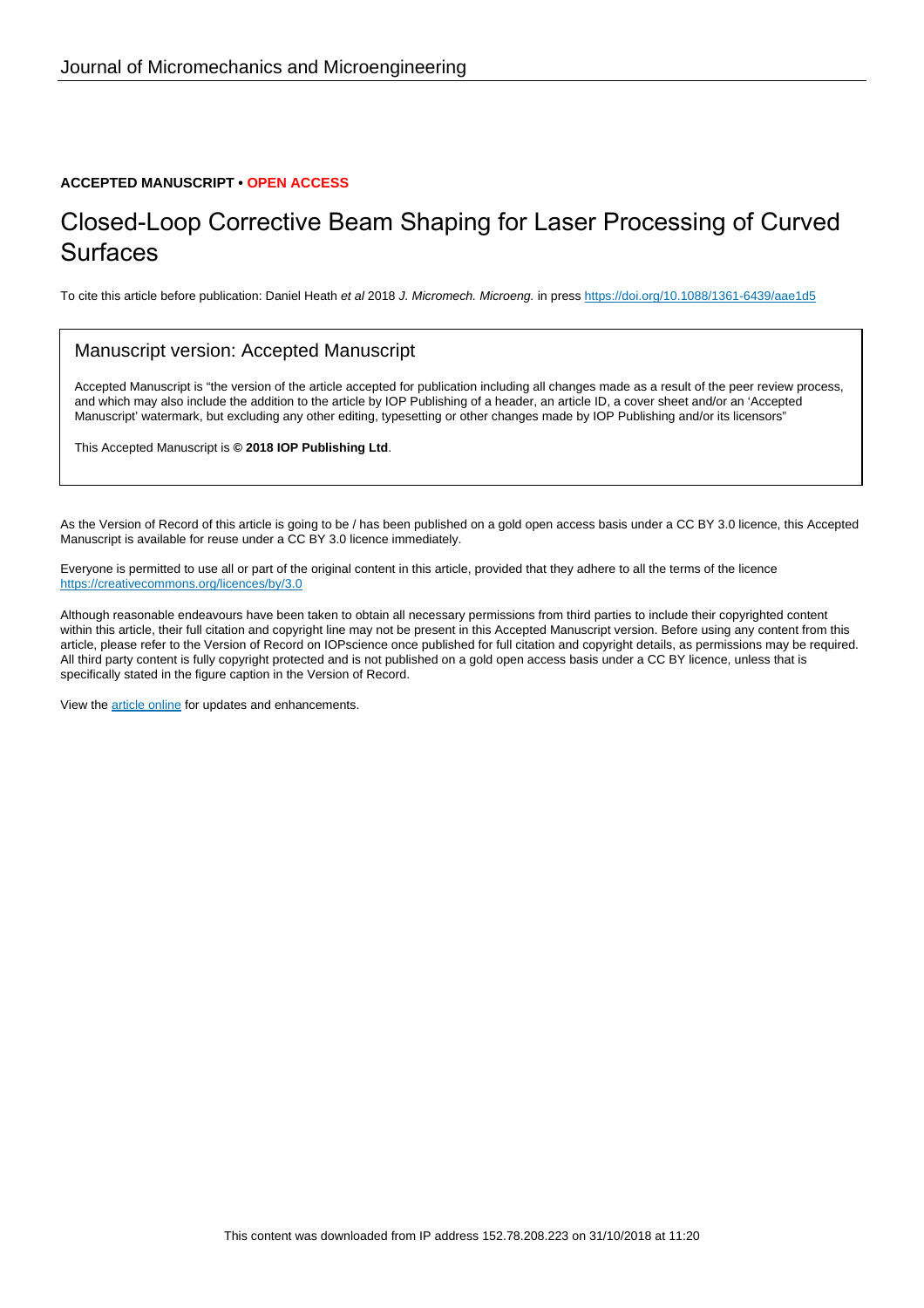Journal of Micromechanics and Microengineering

**ACCEPTED MANUSCRIPT • OPEN ACCESS**

# Closed-Loop Corrective Beam Shaping for Laser Processing of Curved Surfaces

To cite this article before publication: Daniel Heath *et al* 2018 *J. Micromech. Microeng.* in press https://doi.org/10.1088/1361-6439/aae1d5

## Manuscript version: Accepted Manuscript

Accepted Manuscript is "the version of the article accepted for publication including all changes made as a result of the peer review process, and which may also include the addition to the article by IOP Publishing of a header, an article ID, a cover sheet and/or an 'Accepted Manuscript' watermark, but excluding any other editing, typesetting or other changes made by IOP Publishing and/or its licensors"

This Accepted Manuscript is **© 2018 IOP Publishing Ltd**.

As the Version of Record of this article is going to be / has been published on a gold open access basis under a CC BY 3.0 licence, this Accepted Manuscript is available for reuse under a CC BY 3.0 licence immediately.

Everyone is permitted to use all or part of the original content in this article, provided that they adhere to all the terms of the licence https://creativecommons.org/licences/by/3.0

Although reasonable endeavours have been taken to obtain all necessary permissions from third parties to include their copyrighted content within this article, their full citation and copyright line may not be present in this Accepted Manuscript version. Before using any content from this article, please refer to the Version of Record on IOPscience once published for full citation and copyright details, as permissions may be required. All third party content is fully copyright protected and is not published on a gold open access basis under a CC BY licence, unless that is specifically stated in the figure caption in the Version of Record.

View the article online for updates and enhancements.

This content was downloaded from IP address 152.78.208.223 on 31/10/2018 at 11:20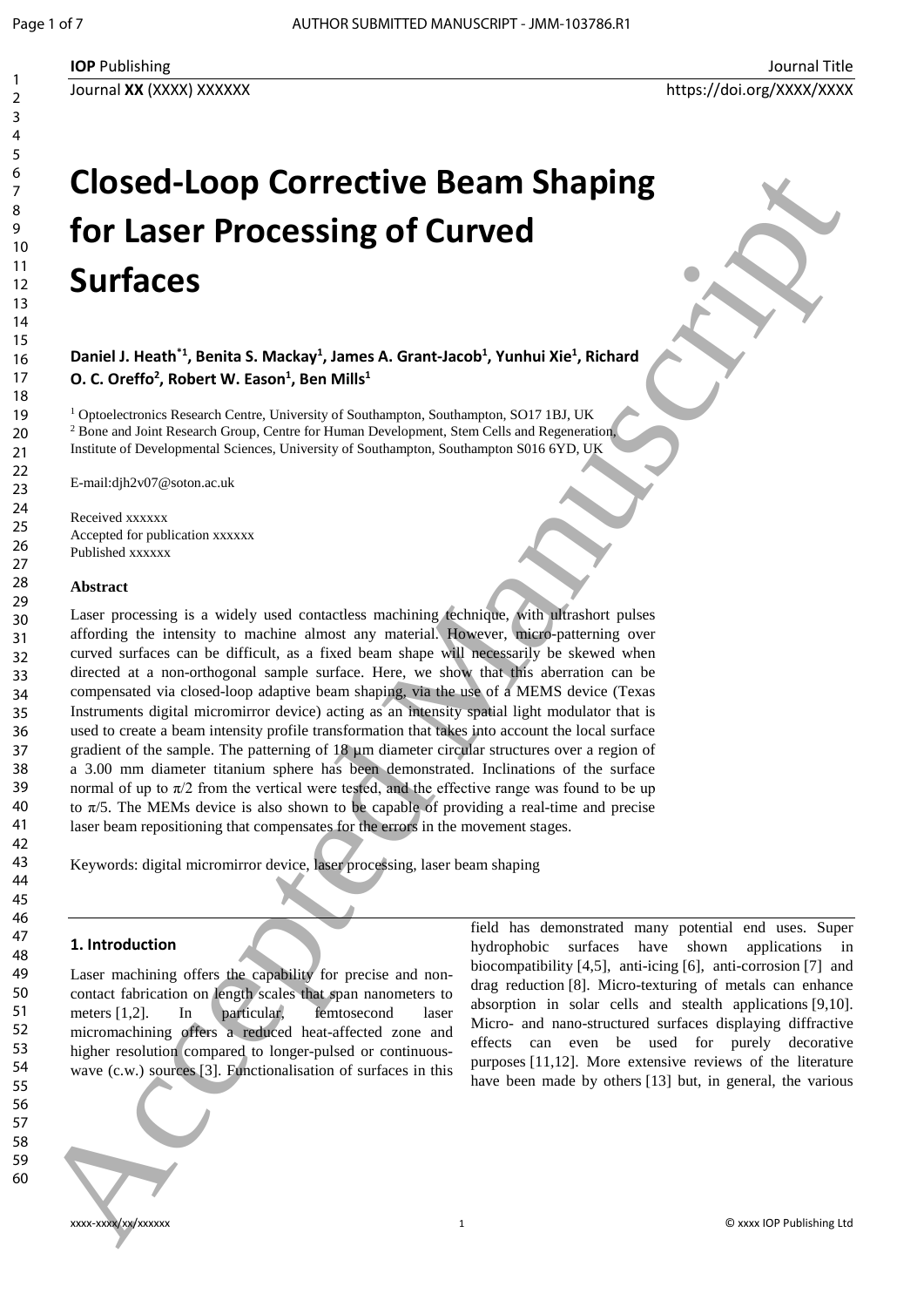# Closed-Loop Corrective Beam Shaping for Laser Processing of Curved Surfaces

**Daniel J. Heath[*1], Benita S. Mackay[1], James A. Grant-Jacob[1], Yunhui Xie[1], Richard O. C. Oreffo[2], Robert W. Eason[1], Ben Mills[1]**

[1] Optoelectronics Research Centre, University of Southampton, Southampton, SO17 1BJ, UK
[2] Bone and Joint Research Group, Centre for Human Development, Stem Cells and Regeneration, Institute of Developmental Sciences, University of Southampton, Southampton S016 6YD, UK

E-mail:djh2v07@soton.ac.uk

Received xxxxxx
Accepted for publication xxxxxx
Published xxxxxx

### Abstract

Laser processing is a widely used contactless machining technique, with ultrashort pulses affording the intensity to machine almost any material. However, micro-patterning over curved surfaces can be difficult, as a fixed beam shape will necessarily be skewed when directed at a non-orthogonal sample surface. Here, we show that this aberration can be compensated via closed-loop adaptive beam shaping, via the use of a MEMS device (Texas Instruments digital micromirror device) acting as an intensity spatial light modulator that is used to create a beam intensity profile transformation that takes into account the local surface gradient of the sample. The patterning of 18 µm diameter circular structures over a region of a 3.00 mm diameter titanium sphere has been demonstrated. Inclinations of the surface normal of up to $\pi/2$ from the vertical were tested, and the effective range was found to be up to $\pi/5$. The MEMs device is also shown to be capable of providing a real-time and precise laser beam repositioning that compensates for the errors in the movement stages.

Keywords: digital micromirror device, laser processing, laser beam shaping

## 1. Introduction

Laser machining offers the capability for precise and non-contact fabrication on length scales that span nanometers to meters [1,2]. In particular, femtosecond laser micromachining offers a reduced heat-affected zone and higher resolution compared to longer-pulsed or continuous-wave (c.w.) sources [3]. Functionalisation of surfaces in this field has demonstrated many potential end uses. Super hydrophobic surfaces have shown applications in biocompatibility [4,5], anti-icing [6], anti-corrosion [7] and drag reduction [8]. Micro-texturing of metals can enhance absorption in solar cells and stealth applications [9,10]. Micro- and nano-structured surfaces displaying diffractive effects can even be used for purely decorative purposes [11,12]. More extensive reviews of the literature have been made by others [13] but, in general, the various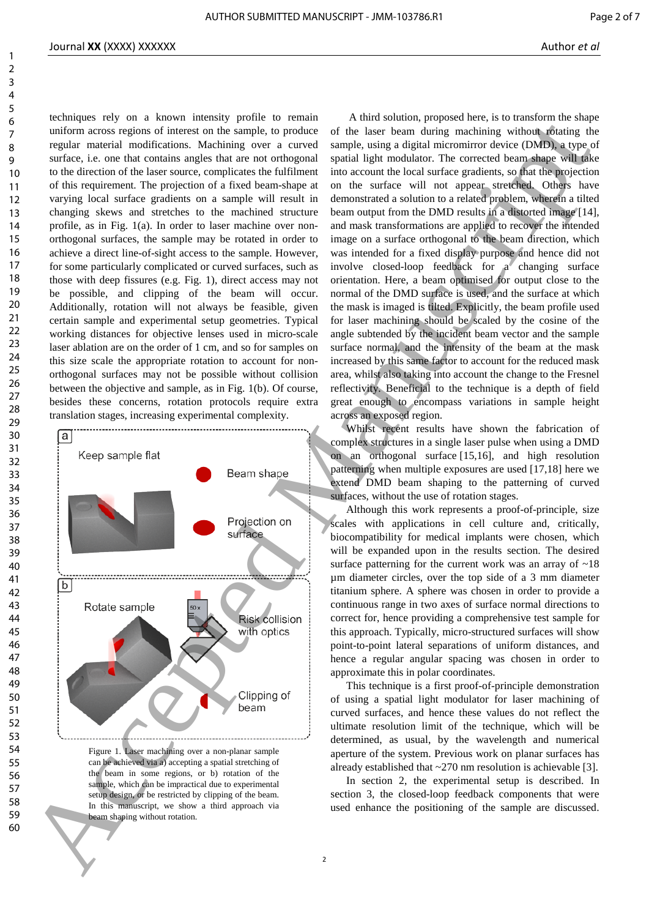techniques rely on a known intensity profile to remain uniform across regions of interest on the sample, to produce regular material modifications. Machining over a curved surface, i.e. one that contains angles that are not orthogonal to the direction of the laser source, complicates the fulfilment of this requirement. The projection of a fixed beam-shape at varying local surface gradients on a sample will result in changing skews and stretches to the machined structure profile, as in Fig. 1(a). In order to laser machine over non-orthogonal surfaces, the sample may be rotated in order to achieve a direct line-of-sight access to the sample. However, for some particularly complicated or curved surfaces, such as those with deep fissures (e.g. Fig. 1), direct access may not be possible, and clipping of the beam will occur. Additionally, rotation will not always be feasible, given certain sample and experimental setup geometries. Typical working distances for objective lenses used in micro-scale laser ablation are on the order of 1 cm, and so for samples on this size scale the appropriate rotation to account for non-orthogonal surfaces may not be possible without collision between the objective and sample, as in Fig. 1(b). Of course, besides these concerns, rotation protocols require extra translation stages, increasing experimental complexity.

Figure 1. Laser machining over a non-planar sample can be achieved via a) accepting a spatial stretching of the beam in some regions, or b) rotation of the sample, which can be impractical due to experimental setup design, or be restricted by clipping of the beam. In this manuscript, we show a third approach via beam shaping without rotation.

A third solution, proposed here, is to transform the shape of the laser beam during machining without rotating the sample, using a digital micromirror device (DMD), a type of spatial light modulator. The corrected beam shape will take into account the local surface gradients, so that the projection on the surface will not appear stretched. Others have demonstrated a solution to a related problem, wherein a tilted beam output from the DMD results in a distorted image [14], and mask transformations are applied to recover the intended image on a surface orthogonal to the beam direction, which was intended for a fixed display purpose and hence did not involve closed-loop feedback for a changing surface orientation. Here, a beam optimised for output close to the normal of the DMD surface is used, and the surface at which the mask is imaged is tilted. Explicitly, the beam profile used for laser machining should be scaled by the cosine of the angle subtended by the incident beam vector and the sample surface normal, and the intensity of the beam at the mask increased by this same factor to account for the reduced mask area, whilst also taking into account the change to the Fresnel reflectivity. Beneficial to the technique is a depth of field great enough to encompass variations in sample height across an exposed region.

Whilst recent results have shown the fabrication of complex structures in a single laser pulse when using a DMD on an orthogonal surface [15,16], and high resolution patterning when multiple exposures are used [17,18] here we extend DMD beam shaping to the patterning of curved surfaces, without the use of rotation stages.

Although this work represents a proof-of-principle, size scales with applications in cell culture and, critically, biocompatibility for medical implants were chosen, which will be expanded upon in the results section. The desired surface patterning for the current work was an array of ~18 µm diameter circles, over the top side of a 3 mm diameter titanium sphere. A sphere was chosen in order to provide a continuous range in two axes of surface normal directions to correct for, hence providing a comprehensive test sample for this approach. Typically, micro-structured surfaces will show point-to-point lateral separations of uniform distances, and hence a regular angular spacing was chosen in order to approximate this in polar coordinates.

This technique is a first proof-of-principle demonstration of using a spatial light modulator for laser machining of curved surfaces, and hence these values do not reflect the ultimate resolution limit of the technique, which will be determined, as usual, by the wavelength and numerical aperture of the system. Previous work on planar surfaces has already established that ~270 nm resolution is achievable [3].

In section 2, the experimental setup is described. In section 3, the closed-loop feedback components that were used enhance the positioning of the sample are discussed.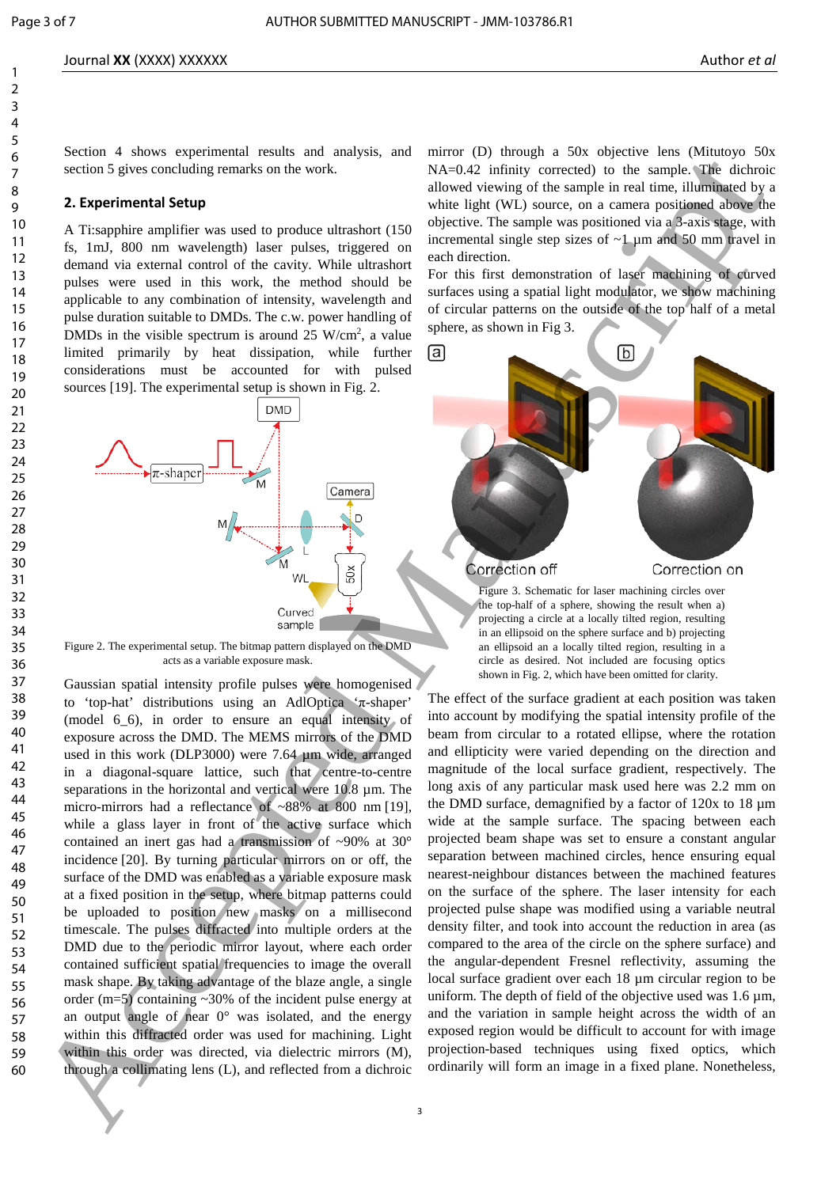Section 4 shows experimental results and analysis, and section 5 gives concluding remarks on the work.

## 2. Experimental Setup

A Ti:sapphire amplifier was used to produce ultrashort (150 fs, 1mJ, 800 nm wavelength) laser pulses, triggered on demand via external control of the cavity. While ultrashort pulses were used in this work, the method should be applicable to any combination of intensity, wavelength and pulse duration suitable to DMDs. The c.w. power handling of DMDs in the visible spectrum is around 25 W/cm$^2$, a value limited primarily by heat dissipation, while further considerations must be accounted for with pulsed sources [19]. The experimental setup is shown in Fig. 2.

Figure 2. The experimental setup. The bitmap pattern displayed on the DMD acts as a variable exposure mask.

Gaussian spatial intensity profile pulses were homogenised to 'top-hat' distributions using an AdlOptica '$\pi$-shaper' (model 6_6), in order to ensure an equal intensity of exposure across the DMD. The MEMS mirrors of the DMD used in this work (DLP3000) were 7.64 µm wide, arranged in a diagonal-square lattice, such that centre-to-centre separations in the horizontal and vertical were 10.8 µm. The micro-mirrors had a reflectance of ~88% at 800 nm [19], while a glass layer in front of the active surface which contained an inert gas had a transmission of ~90% at 30° incidence [20]. By turning particular mirrors on or off, the surface of the DMD was enabled as a variable exposure mask at a fixed position in the setup, where bitmap patterns could be uploaded to position new masks on a millisecond timescale. The pulses diffracted into multiple orders at the DMD due to the periodic mirror layout, where each order contained sufficient spatial frequencies to image the overall mask shape. By taking advantage of the blaze angle, a single order (m=5) containing ~30% of the incident pulse energy at an output angle of near 0° was isolated, and the energy within this diffracted order was used for machining. Light within this order was directed, via dielectric mirrors (M), through a collimating lens (L), and reflected from a dichroic mirror (D) through a 50x objective lens (Mitutoyo 50x NA=0.42 infinity corrected) to the sample. The dichroic allowed viewing of the sample in real time, illuminated by a white light (WL) source, on a camera positioned above the objective. The sample was positioned via a 3-axis stage, with incremental single step sizes of ~1 µm and 50 mm travel in each direction.

For this first demonstration of laser machining of curved surfaces using a spatial light modulator, we show machining of circular patterns on the outside of the top half of a metal sphere, as shown in Fig 3.

Figure 3. Schematic for laser machining circles over the top-half of a sphere, showing the result when a) projecting a circle at a locally tilted region, resulting in an ellipsoid on the sphere surface and b) projecting an ellipsoid an a locally tilted region, resulting in a circle as desired. Not included are focusing optics shown in Fig. 2, which have been omitted for clarity.

The effect of the surface gradient at each position was taken into account by modifying the spatial intensity profile of the beam from circular to a rotated ellipse, where the rotation and ellipticity were varied depending on the direction and magnitude of the local surface gradient, respectively. The long axis of any particular mask used here was 2.2 mm on the DMD surface, demagnified by a factor of 120x to 18 µm wide at the sample surface. The spacing between each projected beam shape was set to ensure a constant angular separation between machined circles, hence ensuring equal nearest-neighbour distances between the machined features on the surface of the sphere. The laser intensity for each projected pulse shape was modified using a variable neutral density filter, and took into account the reduction in area (as compared to the area of the circle on the sphere surface) and the angular-dependent Fresnel reflectivity, assuming the local surface gradient over each 18 µm circular region to be uniform. The depth of field of the objective used was 1.6 µm, and the variation in sample height across the width of an exposed region would be difficult to account for with image projection-based techniques using fixed optics, which ordinarily will form an image in a fixed plane. Nonetheless,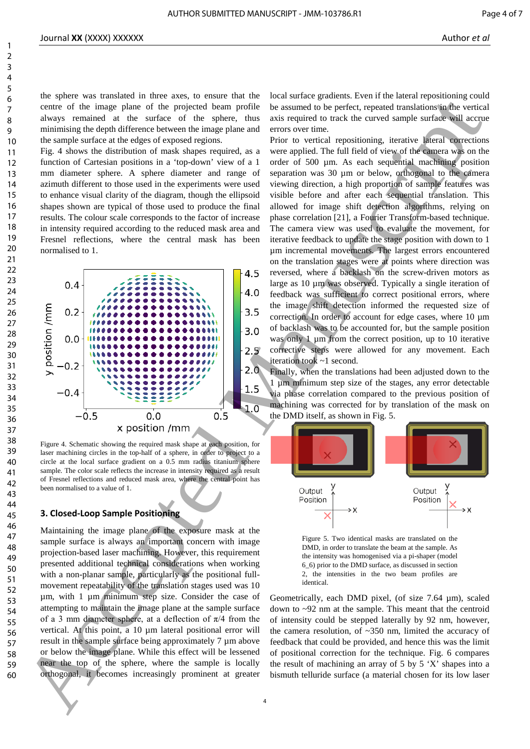the sphere was translated in three axes, to ensure that the centre of the image plane of the projected beam profile always remained at the surface of the sphere, thus minimising the depth difference between the image plane and the sample surface at the edges of exposed regions.

Fig. 4 shows the distribution of mask shapes required, as a function of Cartesian positions in a 'top-down' view of a 1 mm diameter sphere. A sphere diameter and range of azimuth different to those used in the experiments were used to enhance visual clarity of the diagram, though the ellipsoid shapes shown are typical of those used to produce the final results. The colour scale corresponds to the factor of increase in intensity required according to the reduced mask area and Fresnel reflections, where the central mask has been normalised to 1.

Figure 4. Schematic showing the required mask shape at each position, for laser machining circles in the top-half of a sphere, in order to project to a circle at the local surface gradient on a 0.5 mm radius titanium sphere sample. The color scale reflects the increase in intensity required as a result of Fresnel reflections and reduced mask area, where the central point has been normalised to a value of 1.

### 3. Closed-Loop Sample Positioning

Maintaining the image plane of the exposure mask at the sample surface is always an important concern with image projection-based laser machining. However, this requirement presented additional technical considerations when working with a non-planar sample, particularly as the positional full-movement repeatability of the translation stages used was 10 µm, with 1 µm minimum step size. Consider the case of attempting to maintain the image plane at the sample surface of a 3 mm diameter sphere, at a deflection of $\pi/4$ from the vertical. At this point, a 10 µm lateral positional error will result in the sample surface being approximately 7 µm above or below the image plane. While this effect will be lessened near the top of the sphere, where the sample is locally orthogonal, it becomes increasingly prominent at greater local surface gradients. Even if the lateral repositioning could be assumed to be perfect, repeated translations in the vertical axis required to track the curved sample surface will accrue errors over time.

Prior to vertical repositioning, iterative lateral corrections were applied. The full field of view of the camera was on the order of 500 µm. As each sequential machining position separation was 30 µm or below, orthogonal to the camera viewing direction, a high proportion of sample features was visible before and after each sequential translation. This allowed for image shift detection algorithms, relying on phase correlation [21], a Fourier Transform-based technique. The camera view was used to evaluate the movement, for iterative feedback to update the stage position with down to 1 µm incremental movements. The largest errors encountered on the translation stages were at points where direction was reversed, where a backlash on the screw-driven motors as large as 10 µm was observed. Typically a single iteration of feedback was sufficient to correct positional errors, where the image shift detection informed the requested size of correction. In order to account for edge cases, where 10 µm of backlash was to be accounted for, but the sample position was only 1 µm from the correct position, up to 10 iterative corrective steps were allowed for any movement. Each iteration took ~1 second.

Finally, when the translations had been adjusted down to the 1 µm minimum step size of the stages, any error detectable via phase correlation compared to the previous position of machining was corrected for by translation of the mask on the DMD itself, as shown in Fig. 5.

Figure 5. Two identical masks are translated on the DMD, in order to translate the beam at the sample. As the intensity was homogenised via a pi-shaper (model 6_6) prior to the DMD surface, as discussed in section 2, the intensities in the two beam profiles are identical.

Geometrically, each DMD pixel, (of size 7.64 µm), scaled down to ~92 nm at the sample. This meant that the centroid of intensity could be stepped laterally by 92 nm, however, the camera resolution, of ~350 nm, limited the accuracy of feedback that could be provided, and hence this was the limit of positional correction for the technique. Fig. 6 compares the result of machining an array of 5 by 5 'X' shapes into a bismuth telluride surface (a material chosen for its low laser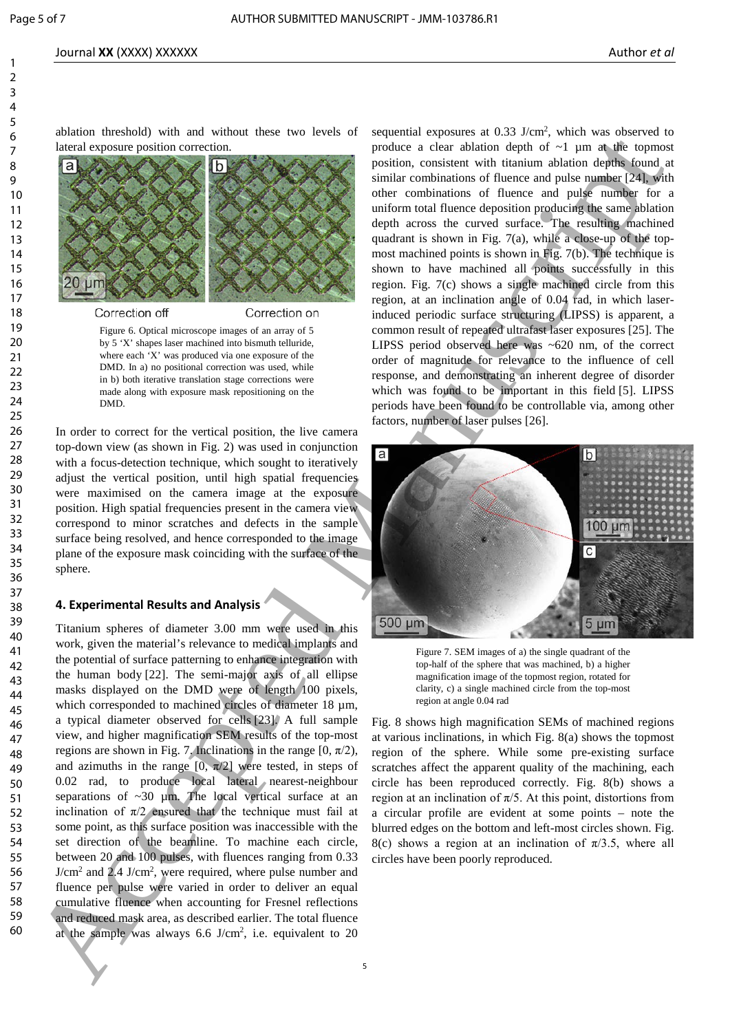ablation threshold) with and without these two levels of lateral exposure position correction.

Figure 6. Optical microscope images of an array of 5 by 5 'X' shapes laser machined into bismuth telluride, where each 'X' was produced via one exposure of the DMD. In a) no positional correction was used, while in b) both iterative translation stage corrections were made along with exposure mask repositioning on the DMD.

In order to correct for the vertical position, the live camera top-down view (as shown in Fig. 2) was used in conjunction with a focus-detection technique, which sought to iteratively adjust the vertical position, until high spatial frequencies were maximised on the camera image at the exposure position. High spatial frequencies present in the camera view correspond to minor scratches and defects in the sample surface being resolved, and hence corresponded to the image plane of the exposure mask coinciding with the surface of the sphere.

## 4. Experimental Results and Analysis

Titanium spheres of diameter 3.00 mm were used in this work, given the material's relevance to medical implants and the potential of surface patterning to enhance integration with the human body [22]. The semi-major axis of all ellipse masks displayed on the DMD were of length 100 pixels, which corresponded to machined circles of diameter 18 µm, a typical diameter observed for cells [23]. A full sample view, and higher magnification SEM results of the top-most regions are shown in Fig. 7. Inclinations in the range $[0, \pi/2)$, and azimuths in the range $[0, \pi/2]$ were tested, in steps of 0.02 rad, to produce local lateral nearest-neighbour separations of ~30 µm. The local vertical surface at an inclination of $\pi/2$ ensured that the technique must fail at some point, as this surface position was inaccessible with the set direction of the beamline. To machine each circle, between 20 and 100 pulses, with fluences ranging from 0.33 $J/cm^2$ and 2.4 $J/cm^2$, were required, where pulse number and fluence per pulse were varied in order to deliver an equal cumulative fluence when accounting for Fresnel reflections and reduced mask area, as described earlier. The total fluence at the sample was always 6.6 $J/cm^2$, i.e. equivalent to 20 sequential exposures at 0.33 $J/cm^2$, which was observed to produce a clear ablation depth of ~1 µm at the topmost position, consistent with titanium ablation depths found at similar combinations of fluence and pulse number [24], with other combinations of fluence and pulse number for a uniform total fluence deposition producing the same ablation depth across the curved surface. The resulting machined quadrant is shown in Fig. 7(a), while a close-up of the top-most machined points is shown in Fig. 7(b). The technique is shown to have machined all points successfully in this region. Fig. 7(c) shows a single machined circle from this region, at an inclination angle of 0.04 rad, in which laser-induced periodic surface structuring (LIPSS) is apparent, a common result of repeated ultrafast laser exposures [25]. The LIPSS period observed here was ~620 nm, of the correct order of magnitude for relevance to the influence of cell response, and demonstrating an inherent degree of disorder which was found to be important in this field [5]. LIPSS periods have been found to be controllable via, among other factors, number of laser pulses [26].

Figure 7. SEM images of a) the single quadrant of the top-half of the sphere that was machined, b) a higher magnification image of the topmost region, rotated for clarity, c) a single machined circle from the top-most region at angle 0.04 rad

Fig. 8 shows high magnification SEMs of machined regions at various inclinations, in which Fig. 8(a) shows the topmost region of the sphere. While some pre-existing surface scratches affect the apparent quality of the machining, each circle has been reproduced correctly. Fig. 8(b) shows a region at an inclination of $\pi/5$. At this point, distortions from a circular profile are evident at some points – note the blurred edges on the bottom and left-most circles shown. Fig. 8(c) shows a region at an inclination of $\pi/3.5$, where all circles have been poorly reproduced.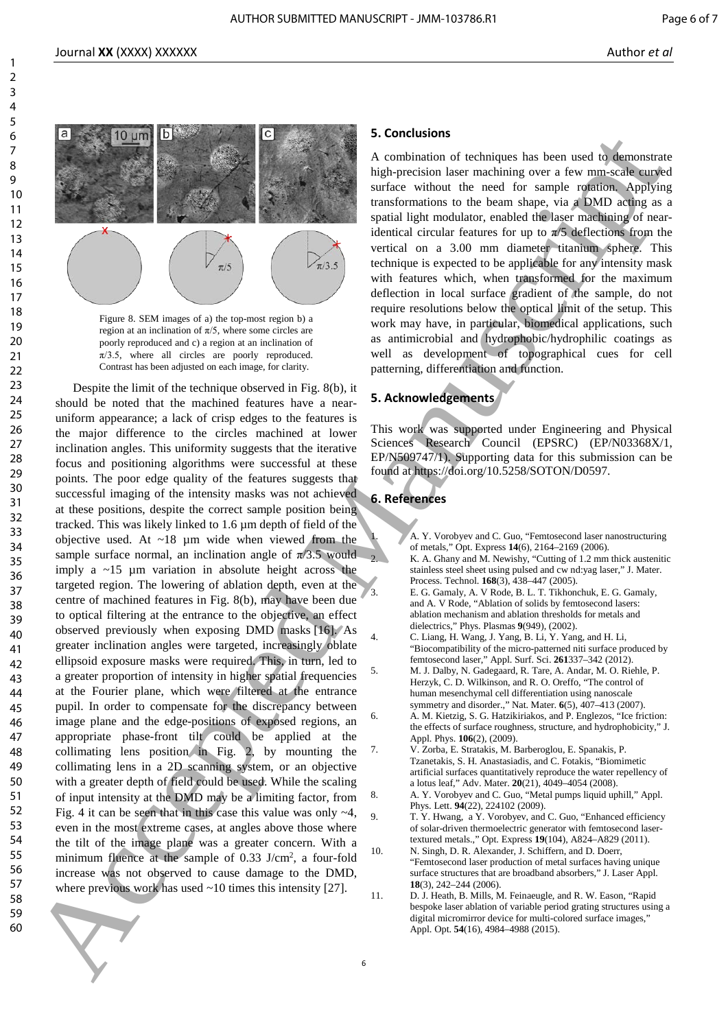Figure 8. SEM images of a) the top-most region b) a region at an inclination of $\pi/5$, where some circles are poorly reproduced and c) a region at an inclination of $\pi/3.5$, where all circles are poorly reproduced. Contrast has been adjusted on each image, for clarity.

Despite the limit of the technique observed in Fig. 8(b), it should be noted that the machined features have a near-uniform appearance; a lack of crisp edges to the features is the major difference to the circles machined at lower inclination angles. This uniformity suggests that the iterative focus and positioning algorithms were successful at these points. The poor edge quality of the features suggests that successful imaging of the intensity masks was not achieved at these positions, despite the correct sample position being tracked. This was likely linked to 1.6 µm depth of field of the objective used. At ~18 µm wide when viewed from the sample surface normal, an inclination angle of $\pi/3.5$ would imply a ~15 µm variation in absolute height across the targeted region. The lowering of ablation depth, even at the centre of machined features in Fig. 8(b), may have been due to optical filtering at the entrance to the objective, an effect observed previously when exposing DMD masks [16]. As greater inclination angles were targeted, increasingly oblate ellipsoid exposure masks were required. This, in turn, led to a greater proportion of intensity in higher spatial frequencies at the Fourier plane, which were filtered at the entrance pupil. In order to compensate for the discrepancy between image plane and the edge-positions of exposed regions, an appropriate phase-front tilt could be applied at the collimating lens position in Fig. 2, by mounting the collimating lens in a 2D scanning system, or an objective with a greater depth of field could be used. While the scaling of input intensity at the DMD may be a limiting factor, from Fig. 4 it can be seen that in this case this value was only ~4, even in the most extreme cases, at angles above those where the tilt of the image plane was a greater concern. With a minimum fluence at the sample of 0.33 J/cm$^2$, a four-fold increase was not observed to cause damage to the DMD, where previous work has used ~10 times this intensity [27].

## 5. Conclusions

A combination of techniques has been used to demonstrate high-precision laser machining over a few mm-scale curved surface without the need for sample rotation. Applying transformations to the beam shape, via a DMD acting as a spatial light modulator, enabled the laser machining of near-identical circular features for up to $\pi/5$ deflections from the vertical on a 3.00 mm diameter titanium sphere. This technique is expected to be applicable for any intensity mask with features which, when transformed for the maximum deflection in local surface gradient of the sample, do not require resolutions below the optical limit of the setup. This work may have, in particular, biomedical applications, such as antimicrobial and hydrophobic/hydrophilic coatings as well as development of topographical cues for cell patterning, differentiation and function.

## 5. Acknowledgements

This work was supported under Engineering and Physical Sciences Research Council (EPSRC) (EP/N03368X/1, EP/N509747/1). Supporting data for this submission can be found at https://doi.org/10.5258/SOTON/D0597.

## 6. References

1. A. Y. Vorobyev and C. Guo, "Femtosecond laser nanostructuring of metals," Opt. Express **14**(6), 2164–2169 (2006).
2. K. A. Ghany and M. Newishy, "Cutting of 1.2 mm thick austenitic stainless steel sheet using pulsed and cw nd:yag laser," J. Mater. Process. Technol. **168**(3), 438–447 (2005).
3. E. G. Gamaly, A. V Rode, B. L. T. Tikhonchuk, E. G. Gamaly, and A. V Rode, "Ablation of solids by femtosecond lasers: ablation mechanism and ablation thresholds for metals and dielectrics," Phys. Plasmas **9**(949), (2002).
4. C. Liang, H. Wang, J. Yang, B. Li, Y. Yang, and H. Li, "Biocompatibility of the micro-patterned niti surface produced by femtosecond laser," Appl. Surf. Sci. **261**337–342 (2012).
5. M. J. Dalby, N. Gadegaard, R. Tare, A. Andar, M. O. Riehle, P. Herzyk, C. D. Wilkinson, and R. O. Oreffo, "The control of human mesenchymal cell differentiation using nanoscale symmetry and disorder.," Nat. Mater. **6**(5), 407–413 (2007).
6. A. M. Kietzig, S. G. Hatzikiriakos, and P. Englezos, "Ice friction: the effects of surface roughness, structure, and hydrophobicity," J. Appl. Phys. **106**(2), (2009).
7. V. Zorba, E. Stratakis, M. Barberoglou, E. Spanakis, P. Tzanetakis, S. H. Anastasiadis, and C. Fotakis, "Biomimetic artificial surfaces quantitatively reproduce the water repellency of a lotus leaf," Adv. Mater. **20**(21), 4049–4054 (2008).
8. A. Y. Vorobyev and C. Guo, "Metal pumps liquid uphill," Appl. Phys. Lett. **94**(22), 224102 (2009).
9. T. Y. Hwang, a Y. Vorobyev, and C. Guo, "Enhanced efficiency of solar-driven thermoelectric generator with femtosecond laser-textured metals.," Opt. Express **19**(104), A824–A829 (2011).
10. N. Singh, D. R. Alexander, J. Schiffern, and D. Doerr, "Femtosecond laser production of metal surfaces having unique surface structures that are broadband absorbers," J. Laser Appl. **18**(3), 242–244 (2006).
11. D. J. Heath, B. Mills, M. Feinaeugle, and R. W. Eason, "Rapid bespoke laser ablation of variable period grating structures using a digital micromirror device for multi-colored surface images," Appl. Opt. **54**(16), 4984–4988 (2015).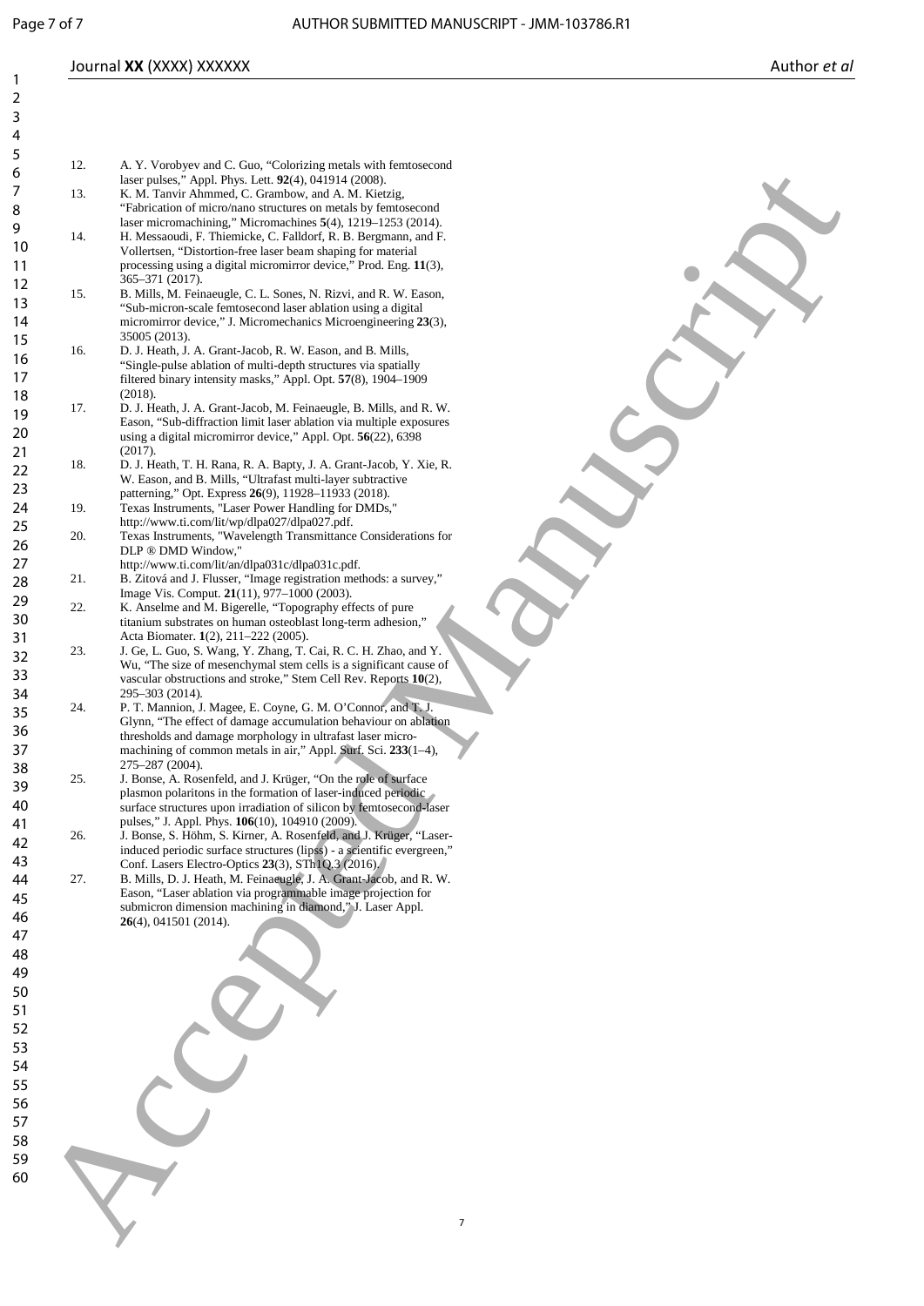12. A. Y. Vorobyev and C. Guo, "Colorizing metals with femtosecond laser pulses," Appl. Phys. Lett. **92**(4), 041914 (2008).
13. K. M. Tanvir Ahmmed, C. Grambow, and A. M. Kietzig, "Fabrication of micro/nano structures on metals by femtosecond laser micromachining," Micromachines **5**(4), 1219–1253 (2014).
14. H. Messaoudi, F. Thiemicke, C. Falldorf, R. B. Bergmann, and F. Vollertsen, "Distortion-free laser beam shaping for material processing using a digital micromirror device," Prod. Eng. **11**(3), 365–371 (2017).
15. B. Mills, M. Feinaeugle, C. L. Sones, N. Rizvi, and R. W. Eason, "Sub-micron-scale femtosecond laser ablation using a digital micromirror device," J. Micromechanics Microengineering **23**(3), 35005 (2013).
16. D. J. Heath, J. A. Grant-Jacob, R. W. Eason, and B. Mills, "Single-pulse ablation of multi-depth structures via spatially filtered binary intensity masks," Appl. Opt. **57**(8), 1904–1909 (2018).
17. D. J. Heath, J. A. Grant-Jacob, M. Feinaeugle, B. Mills, and R. W. Eason, "Sub-diffraction limit laser ablation via multiple exposures using a digital micromirror device," Appl. Opt. **56**(22), 6398 (2017).
18. D. J. Heath, T. H. Rana, R. A. Bapty, J. A. Grant-Jacob, Y. Xie, R. W. Eason, and B. Mills, "Ultrafast multi-layer subtractive patterning," Opt. Express **26**(9), 11928–11933 (2018).
19. Texas Instruments, "Laser Power Handling for DMDs," http://www.ti.com/lit/wp/dlpa027/dlpa027.pdf.
20. Texas Instruments, "Wavelength Transmittance Considerations for DLP ® DMD Window," http://www.ti.com/lit/an/dlpa031c/dlpa031c.pdf.
21. B. Zitová and J. Flusser, "Image registration methods: a survey," Image Vis. Comput. **21**(11), 977–1000 (2003).
22. K. Anselme and M. Bigerelle, "Topography effects of pure titanium substrates on human osteoblast long-term adhesion," Acta Biomater. **1**(2), 211–222 (2005).
23. J. Ge, L. Guo, S. Wang, Y. Zhang, T. Cai, R. C. H. Zhao, and Y. Wu, "The size of mesenchymal stem cells is a significant cause of vascular obstructions and stroke," Stem Cell Rev. Reports **10**(2), 295–303 (2014).
24. P. T. Mannion, J. Magee, E. Coyne, G. M. O'Connor, and T. J. Glynn, "The effect of damage accumulation behaviour on ablation thresholds and damage morphology in ultrafast laser micro-machining of common metals in air," Appl. Surf. Sci. **233**(1–4), 275–287 (2004).
25. J. Bonse, A. Rosenfeld, and J. Krüger, "On the role of surface plasmon polaritons in the formation of laser-induced periodic surface structures upon irradiation of silicon by femtosecond-laser pulses," J. Appl. Phys. **106**(10), 104910 (2009).
26. J. Bonse, S. Höhm, S. Kirner, A. Rosenfeld, and J. Krüger, "Laser-induced periodic surface structures (lipss) - a scientific evergreen," Conf. Lasers Electro-Optics **23**(3), STh1Q.3 (2016).
27. B. Mills, D. J. Heath, M. Feinaeugle, J. A. Grant-Jacob, and R. W. Eason, "Laser ablation via programmable image projection for submicron dimension machining in diamond," J. Laser Appl. **26**(4), 041501 (2014).